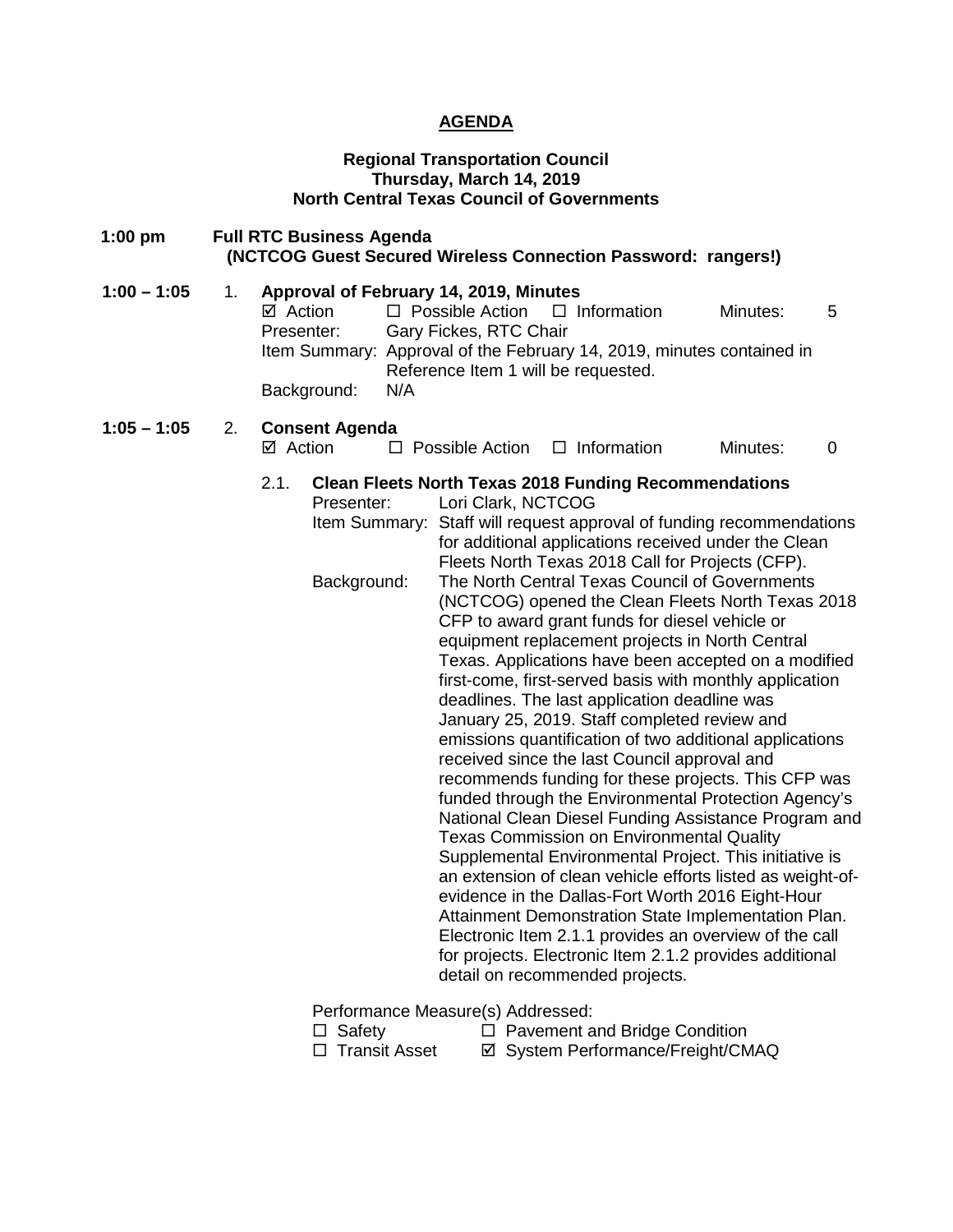# AGENDA

**Regional Transportation Council**
**Thursday, March 14, 2019**
**North Central Texas Council of Governments**

**1:00 pm Full RTC Business Agenda**
**(NCTCOG Guest Secured Wireless Connection Password: rangers!)**

**1:00 – 1:05 1. Approval of February 14, 2019, Minutes**

☑ Action ☐ Possible Action ☐ Information Minutes: 5

Presenter: Gary Fickes, RTC Chair

Item Summary: Approval of the February 14, 2019, minutes contained in Reference Item 1 will be requested.

Background: N/A

**1:05 – 1:05 2. Consent Agenda**

☑ Action ☐ Possible Action ☐ Information Minutes: 0

**2.1. Clean Fleets North Texas 2018 Funding Recommendations**

Presenter: Lori Clark, NCTCOG

Item Summary: Staff will request approval of funding recommendations for additional applications received under the Clean Fleets North Texas 2018 Call for Projects (CFP).

Background: The North Central Texas Council of Governments (NCTCOG) opened the Clean Fleets North Texas 2018 CFP to award grant funds for diesel vehicle or equipment replacement projects in North Central Texas. Applications have been accepted on a modified first-come, first-served basis with monthly application deadlines. The last application deadline was January 25, 2019. Staff completed review and emissions quantification of two additional applications received since the last Council approval and recommends funding for these projects. This CFP was funded through the Environmental Protection Agency's National Clean Diesel Funding Assistance Program and Texas Commission on Environmental Quality Supplemental Environmental Project. This initiative is an extension of clean vehicle efforts listed as weight-of-evidence in the Dallas-Fort Worth 2016 Eight-Hour Attainment Demonstration State Implementation Plan. Electronic Item 2.1.1 provides an overview of the call for projects. Electronic Item 2.1.2 provides additional detail on recommended projects.

Performance Measure(s) Addressed:

☐ Safety ☐ Pavement and Bridge Condition
☐ Transit Asset ☑ System Performance/Freight/CMAQ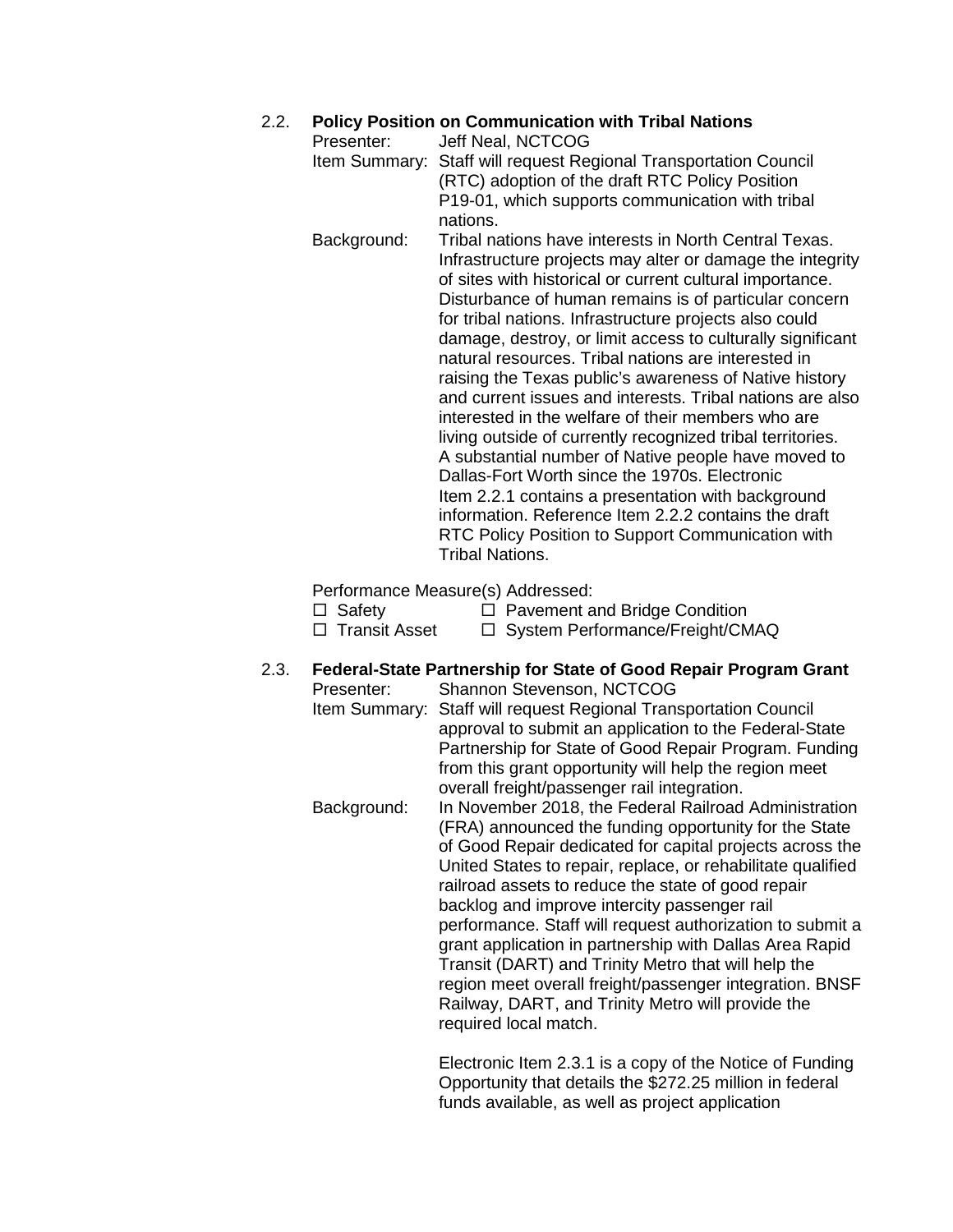2.2. **Policy Position on Communication with Tribal Nations**

Presenter: Jeff Neal, NCTCOG

Item Summary: Staff will request Regional Transportation Council (RTC) adoption of the draft RTC Policy Position P19-01, which supports communication with tribal nations.

Background: Tribal nations have interests in North Central Texas. Infrastructure projects may alter or damage the integrity of sites with historical or current cultural importance. Disturbance of human remains is of particular concern for tribal nations. Infrastructure projects also could damage, destroy, or limit access to culturally significant natural resources. Tribal nations are interested in raising the Texas public's awareness of Native history and current issues and interests. Tribal nations are also interested in the welfare of their members who are living outside of currently recognized tribal territories. A substantial number of Native people have moved to Dallas-Fort Worth since the 1970s. Electronic Item 2.2.1 contains a presentation with background information. Reference Item 2.2.2 contains the draft RTC Policy Position to Support Communication with Tribal Nations.

Performance Measure(s) Addressed:

☐ Safety ☐ Pavement and Bridge Condition
☐ Transit Asset ☐ System Performance/Freight/CMAQ

2.3. **Federal-State Partnership for State of Good Repair Program Grant**

Presenter: Shannon Stevenson, NCTCOG

Item Summary: Staff will request Regional Transportation Council approval to submit an application to the Federal-State Partnership for State of Good Repair Program. Funding from this grant opportunity will help the region meet overall freight/passenger rail integration.

Background: In November 2018, the Federal Railroad Administration (FRA) announced the funding opportunity for the State of Good Repair dedicated for capital projects across the United States to repair, replace, or rehabilitate qualified railroad assets to reduce the state of good repair backlog and improve intercity passenger rail performance. Staff will request authorization to submit a grant application in partnership with Dallas Area Rapid Transit (DART) and Trinity Metro that will help the region meet overall freight/passenger integration. BNSF Railway, DART, and Trinity Metro will provide the required local match.

Electronic Item 2.3.1 is a copy of the Notice of Funding Opportunity that details the $272.25 million in federal funds available, as well as project application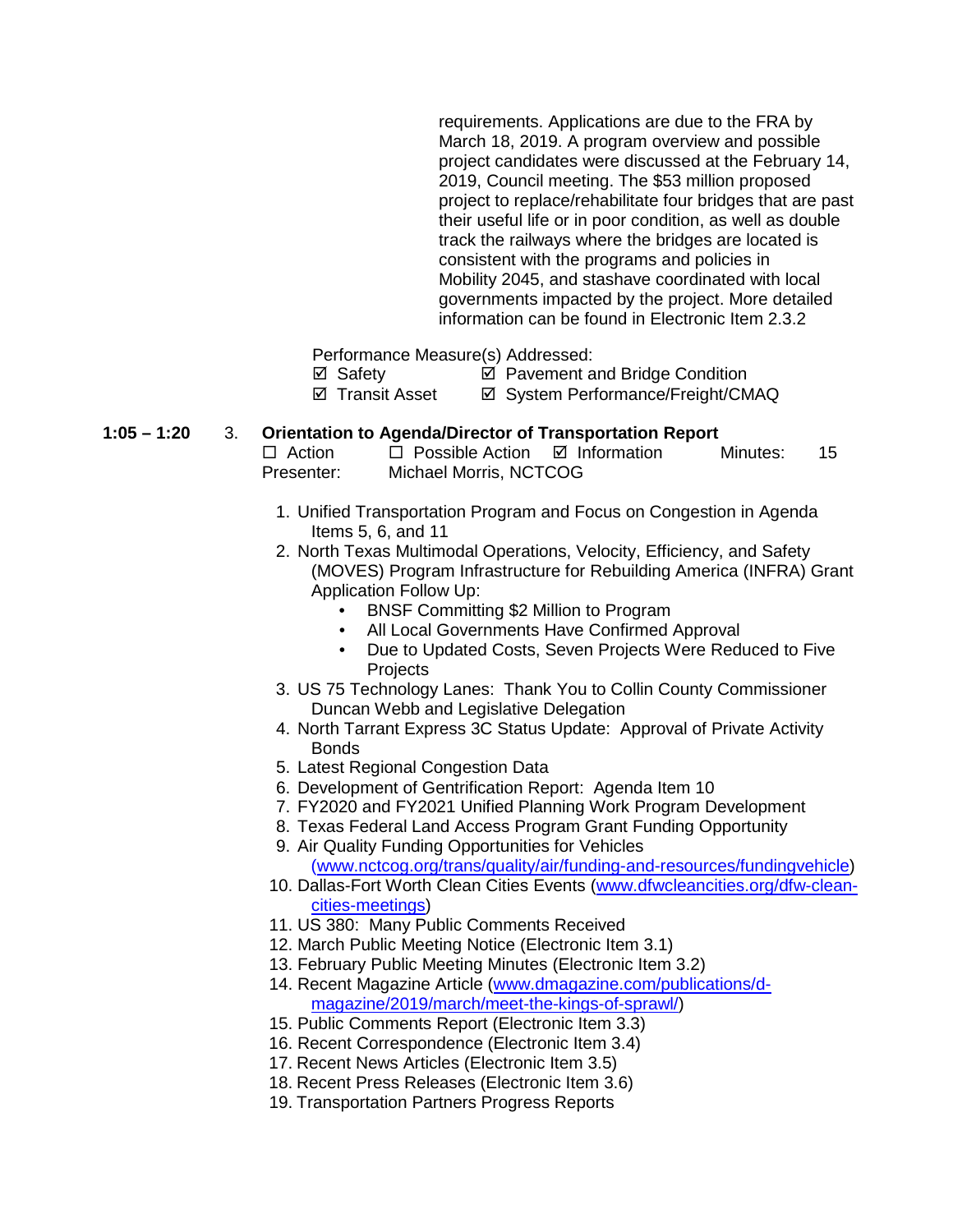requirements. Applications are due to the FRA by March 18, 2019. A program overview and possible project candidates were discussed at the February 14, 2019, Council meeting. The $53 million proposed project to replace/rehabilitate four bridges that are past their useful life or in poor condition, as well as double track the railways where the bridges are located is consistent with the programs and policies in Mobility 2045, and stashave coordinated with local governments impacted by the project. More detailed information can be found in Electronic Item 2.3.2

Performance Measure(s) Addressed:
☑ Safety ☑ Pavement and Bridge Condition
☑ Transit Asset ☑ System Performance/Freight/CMAQ

**1:05 – 1:20** 3. **Orientation to Agenda/Director of Transportation Report**

☐ Action ☐ Possible Action ☑ Information Minutes: 15

Presenter: Michael Morris, NCTCOG

1. Unified Transportation Program and Focus on Congestion in Agenda Items 5, 6, and 11
2. North Texas Multimodal Operations, Velocity, Efficiency, and Safety (MOVES) Program Infrastructure for Rebuilding America (INFRA) Grant Application Follow Up:
   - BNSF Committing $2 Million to Program
   - All Local Governments Have Confirmed Approval
   - Due to Updated Costs, Seven Projects Were Reduced to Five Projects
3. US 75 Technology Lanes: Thank You to Collin County Commissioner Duncan Webb and Legislative Delegation
4. North Tarrant Express 3C Status Update: Approval of Private Activity Bonds
5. Latest Regional Congestion Data
6. Development of Gentrification Report: Agenda Item 10
7. FY2020 and FY2021 Unified Planning Work Program Development
8. Texas Federal Land Access Program Grant Funding Opportunity
9. Air Quality Funding Opportunities for Vehicles (www.nctcog.org/trans/quality/air/funding-and-resources/fundingvehicle)
10. Dallas-Fort Worth Clean Cities Events (www.dfwcleancities.org/dfw-clean-cities-meetings)
11. US 380: Many Public Comments Received
12. March Public Meeting Notice (Electronic Item 3.1)
13. February Public Meeting Minutes (Electronic Item 3.2)
14. Recent Magazine Article (www.dmagazine.com/publications/d-magazine/2019/march/meet-the-kings-of-sprawl/)
15. Public Comments Report (Electronic Item 3.3)
16. Recent Correspondence (Electronic Item 3.4)
17. Recent News Articles (Electronic Item 3.5)
18. Recent Press Releases (Electronic Item 3.6)
19. Transportation Partners Progress Reports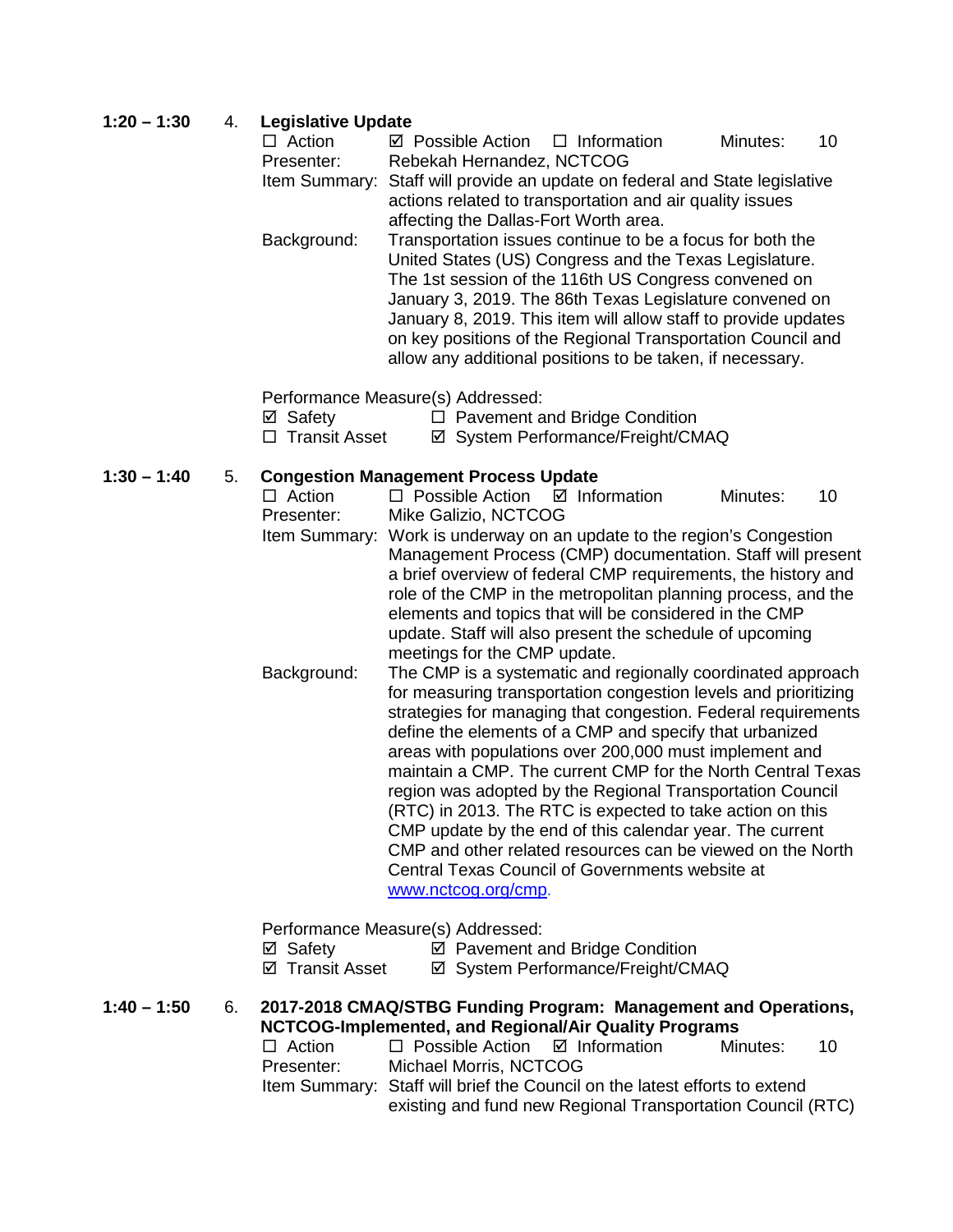**1:20 – 1:30** 4. **Legislative Update**

☐ Action ☑ Possible Action ☐ Information Minutes: 10

Presenter: Rebekah Hernandez, NCTCOG

Item Summary: Staff will provide an update on federal and State legislative actions related to transportation and air quality issues affecting the Dallas-Fort Worth area.

Background: Transportation issues continue to be a focus for both the United States (US) Congress and the Texas Legislature. The 1st session of the 116th US Congress convened on January 3, 2019. The 86th Texas Legislature convened on January 8, 2019. This item will allow staff to provide updates on key positions of the Regional Transportation Council and allow any additional positions to be taken, if necessary.

Performance Measure(s) Addressed:

☑ Safety ☐ Pavement and Bridge Condition
☐ Transit Asset ☑ System Performance/Freight/CMAQ

**1:30 – 1:40** 5. **Congestion Management Process Update**

☐ Action ☐ Possible Action ☑ Information Minutes: 10

Presenter: Mike Galizio, NCTCOG

Item Summary: Work is underway on an update to the region's Congestion Management Process (CMP) documentation. Staff will present a brief overview of federal CMP requirements, the history and role of the CMP in the metropolitan planning process, and the elements and topics that will be considered in the CMP update. Staff will also present the schedule of upcoming meetings for the CMP update.

Background: The CMP is a systematic and regionally coordinated approach for measuring transportation congestion levels and prioritizing strategies for managing that congestion. Federal requirements define the elements of a CMP and specify that urbanized areas with populations over 200,000 must implement and maintain a CMP. The current CMP for the North Central Texas region was adopted by the Regional Transportation Council (RTC) in 2013. The RTC is expected to take action on this CMP update by the end of this calendar year. The current CMP and other related resources can be viewed on the North Central Texas Council of Governments website at www.nctcog.org/cmp.

Performance Measure(s) Addressed:

☑ Safety ☑ Pavement and Bridge Condition
☑ Transit Asset ☑ System Performance/Freight/CMAQ

**1:40 – 1:50** 6. **2017-2018 CMAQ/STBG Funding Program: Management and Operations, NCTCOG-Implemented, and Regional/Air Quality Programs**

☐ Action ☐ Possible Action ☑ Information Minutes: 10

Presenter: Michael Morris, NCTCOG

Item Summary: Staff will brief the Council on the latest efforts to extend existing and fund new Regional Transportation Council (RTC)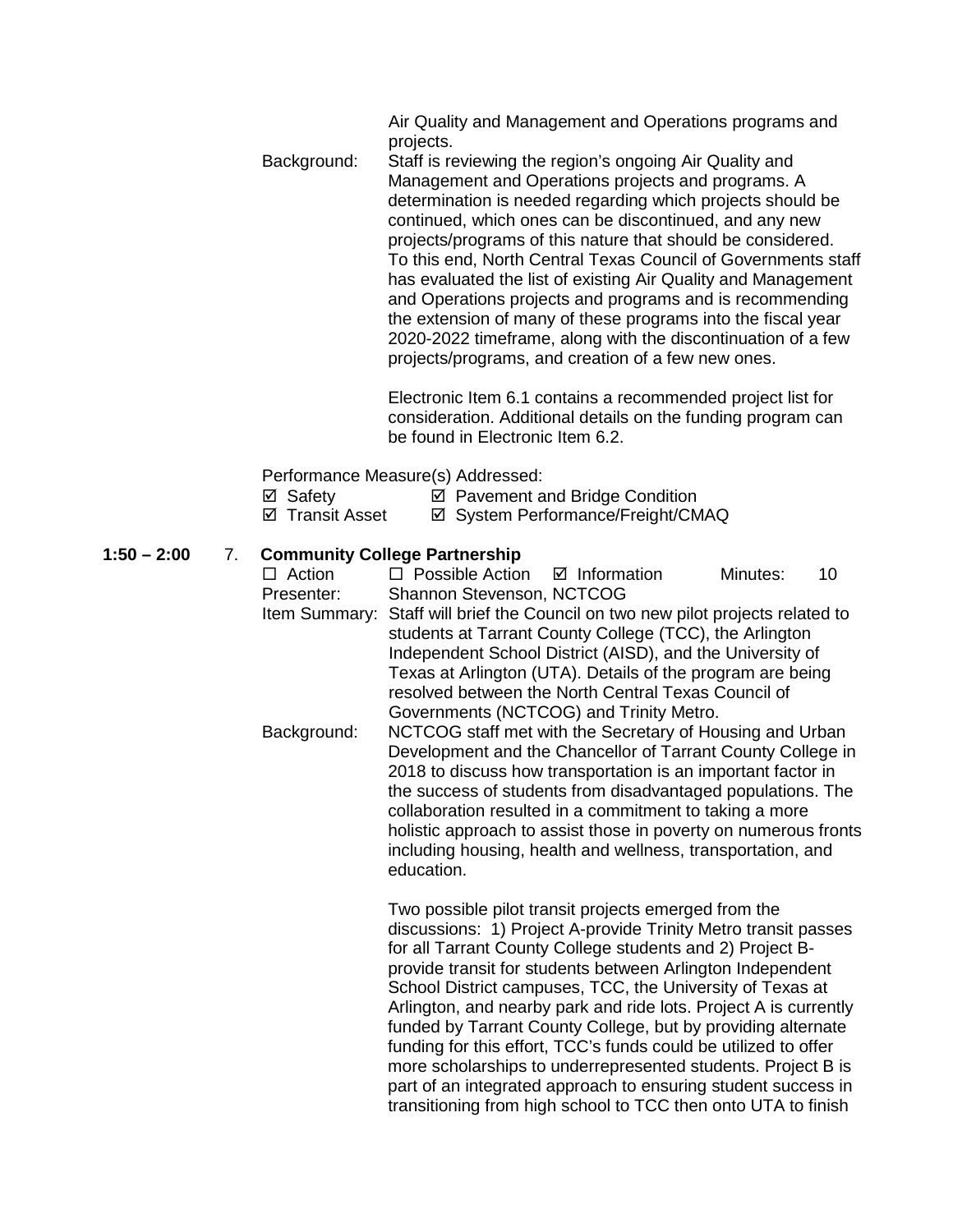Air Quality and Management and Operations programs and projects.

Background: Staff is reviewing the region's ongoing Air Quality and Management and Operations projects and programs. A determination is needed regarding which projects should be continued, which ones can be discontinued, and any new projects/programs of this nature that should be considered. To this end, North Central Texas Council of Governments staff has evaluated the list of existing Air Quality and Management and Operations projects and programs and is recommending the extension of many of these programs into the fiscal year 2020-2022 timeframe, along with the discontinuation of a few projects/programs, and creation of a few new ones.

Electronic Item 6.1 contains a recommended project list for consideration. Additional details on the funding program can be found in Electronic Item 6.2.

Performance Measure(s) Addressed:

☑ Safety ☑ Pavement and Bridge Condition
☑ Transit Asset ☑ System Performance/Freight/CMAQ

**1:50 – 2:00** 7. **Community College Partnership**

☐ Action ☐ Possible Action ☑ Information Minutes: 10

Presenter: Shannon Stevenson, NCTCOG

Item Summary: Staff will brief the Council on two new pilot projects related to students at Tarrant County College (TCC), the Arlington Independent School District (AISD), and the University of Texas at Arlington (UTA). Details of the program are being resolved between the North Central Texas Council of Governments (NCTCOG) and Trinity Metro.

Background: NCTCOG staff met with the Secretary of Housing and Urban Development and the Chancellor of Tarrant County College in 2018 to discuss how transportation is an important factor in the success of students from disadvantaged populations. The collaboration resulted in a commitment to taking a more holistic approach to assist those in poverty on numerous fronts including housing, health and wellness, transportation, and education.

Two possible pilot transit projects emerged from the discussions: 1) Project A-provide Trinity Metro transit passes for all Tarrant County College students and 2) Project B-provide transit for students between Arlington Independent School District campuses, TCC, the University of Texas at Arlington, and nearby park and ride lots. Project A is currently funded by Tarrant County College, but by providing alternate funding for this effort, TCC's funds could be utilized to offer more scholarships to underrepresented students. Project B is part of an integrated approach to ensuring student success in transitioning from high school to TCC then onto UTA to finish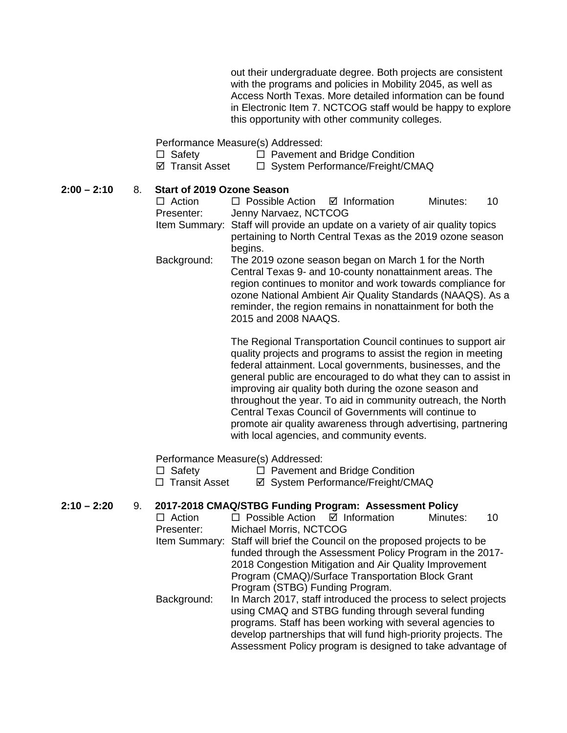out their undergraduate degree. Both projects are consistent with the programs and policies in Mobility 2045, as well as Access North Texas. More detailed information can be found in Electronic Item 7. NCTCOG staff would be happy to explore this opportunity with other community colleges.

Performance Measure(s) Addressed:
☐ Safety ☐ Pavement and Bridge Condition
☑ Transit Asset ☐ System Performance/Freight/CMAQ

**2:00 – 2:10** 8. **Start of 2019 Ozone Season**

☐ Action ☐ Possible Action ☑ Information Minutes: 10

Presenter: Jenny Narvaez, NCTCOG

Item Summary: Staff will provide an update on a variety of air quality topics pertaining to North Central Texas as the 2019 ozone season begins.

Background: The 2019 ozone season began on March 1 for the North Central Texas 9- and 10-county nonattainment areas. The region continues to monitor and work towards compliance for ozone National Ambient Air Quality Standards (NAAQS). As a reminder, the region remains in nonattainment for both the 2015 and 2008 NAAQS.

The Regional Transportation Council continues to support air quality projects and programs to assist the region in meeting federal attainment. Local governments, businesses, and the general public are encouraged to do what they can to assist in improving air quality both during the ozone season and throughout the year. To aid in community outreach, the North Central Texas Council of Governments will continue to promote air quality awareness through advertising, partnering with local agencies, and community events.

Performance Measure(s) Addressed:
☐ Safety ☐ Pavement and Bridge Condition
☐ Transit Asset ☑ System Performance/Freight/CMAQ

**2:10 – 2:20** 9. **2017-2018 CMAQ/STBG Funding Program: Assessment Policy**

☐ Action ☐ Possible Action ☑ Information Minutes: 10

Presenter: Michael Morris, NCTCOG

Item Summary: Staff will brief the Council on the proposed projects to be funded through the Assessment Policy Program in the 2017-2018 Congestion Mitigation and Air Quality Improvement Program (CMAQ)/Surface Transportation Block Grant Program (STBG) Funding Program.

Background: In March 2017, staff introduced the process to select projects using CMAQ and STBG funding through several funding programs. Staff has been working with several agencies to develop partnerships that will fund high-priority projects. The Assessment Policy program is designed to take advantage of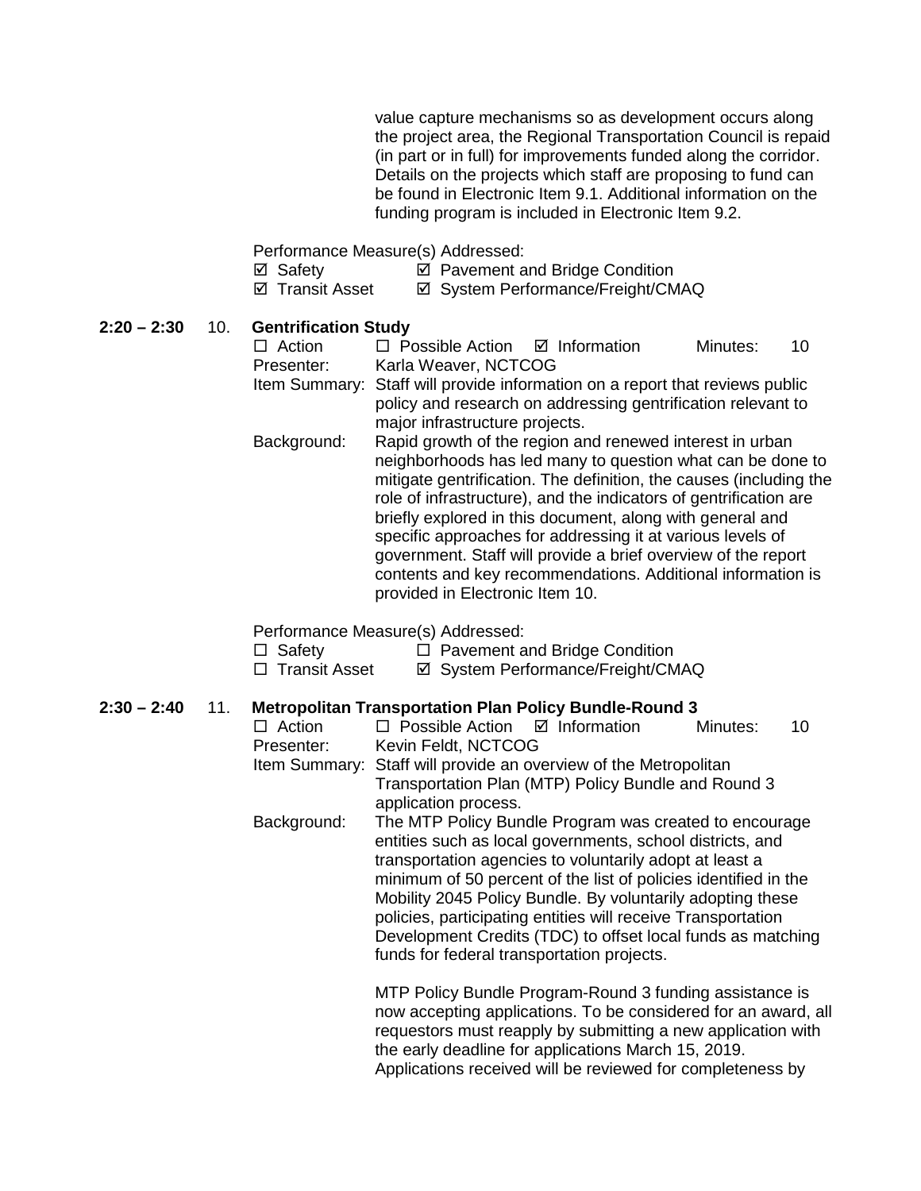value capture mechanisms so as development occurs along the project area, the Regional Transportation Council is repaid (in part or in full) for improvements funded along the corridor. Details on the projects which staff are proposing to fund can be found in Electronic Item 9.1. Additional information on the funding program is included in Electronic Item 9.2.

Performance Measure(s) Addressed:
☑ Safety ☑ Pavement and Bridge Condition
☑ Transit Asset ☑ System Performance/Freight/CMAQ

**2:20 – 2:30** 10. **Gentrification Study**

☐ Action ☐ Possible Action ☑ Information Minutes: 10

Presenter: Karla Weaver, NCTCOG

Item Summary: Staff will provide information on a report that reviews public policy and research on addressing gentrification relevant to major infrastructure projects.

Background: Rapid growth of the region and renewed interest in urban neighborhoods has led many to question what can be done to mitigate gentrification. The definition, the causes (including the role of infrastructure), and the indicators of gentrification are briefly explored in this document, along with general and specific approaches for addressing it at various levels of government. Staff will provide a brief overview of the report contents and key recommendations. Additional information is provided in Electronic Item 10.

Performance Measure(s) Addressed:
☐ Safety ☐ Pavement and Bridge Condition
☐ Transit Asset ☑ System Performance/Freight/CMAQ

**2:30 – 2:40** 11. **Metropolitan Transportation Plan Policy Bundle-Round 3**

☐ Action ☐ Possible Action ☑ Information Minutes: 10

Presenter: Kevin Feldt, NCTCOG

Item Summary: Staff will provide an overview of the Metropolitan Transportation Plan (MTP) Policy Bundle and Round 3 application process.

Background: The MTP Policy Bundle Program was created to encourage entities such as local governments, school districts, and transportation agencies to voluntarily adopt at least a minimum of 50 percent of the list of policies identified in the Mobility 2045 Policy Bundle. By voluntarily adopting these policies, participating entities will receive Transportation Development Credits (TDC) to offset local funds as matching funds for federal transportation projects.

MTP Policy Bundle Program-Round 3 funding assistance is now accepting applications. To be considered for an award, all requestors must reapply by submitting a new application with the early deadline for applications March 15, 2019. Applications received will be reviewed for completeness by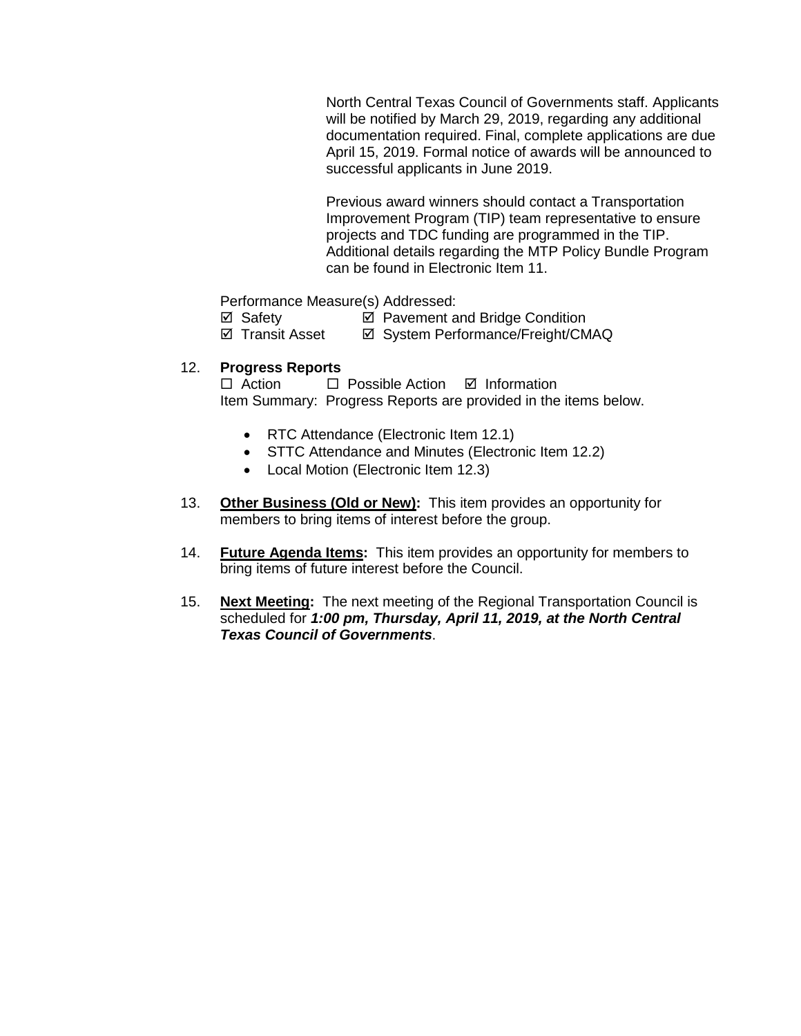North Central Texas Council of Governments staff. Applicants will be notified by March 29, 2019, regarding any additional documentation required. Final, complete applications are due April 15, 2019. Formal notice of awards will be announced to successful applicants in June 2019.

Previous award winners should contact a Transportation Improvement Program (TIP) team representative to ensure projects and TDC funding are programmed in the TIP. Additional details regarding the MTP Policy Bundle Program can be found in Electronic Item 11.

Performance Measure(s) Addressed:

☑ Safety ☑ Pavement and Bridge Condition
☑ Transit Asset ☑ System Performance/Freight/CMAQ

12. **Progress Reports**

☐ Action ☐ Possible Action ☑ Information

Item Summary: Progress Reports are provided in the items below.

- RTC Attendance (Electronic Item 12.1)
- STTC Attendance and Minutes (Electronic Item 12.2)
- Local Motion (Electronic Item 12.3)

13. **Other Business (Old or New):** This item provides an opportunity for members to bring items of interest before the group.

14. **Future Agenda Items:** This item provides an opportunity for members to bring items of future interest before the Council.

15. **Next Meeting:** The next meeting of the Regional Transportation Council is scheduled for ***1:00 pm, Thursday, April 11, 2019, at the North Central Texas Council of Governments***.